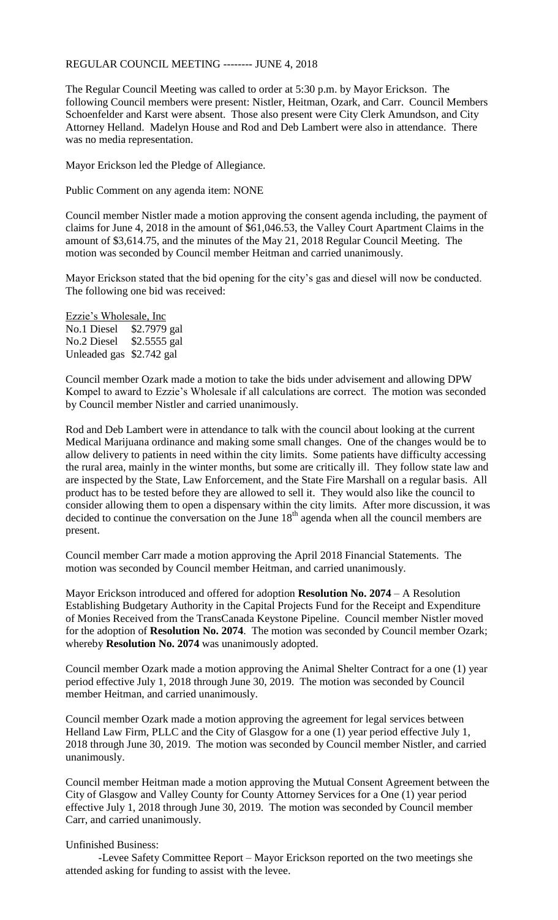REGULAR COUNCIL MEETING -------- JUNE 4, 2018

The Regular Council Meeting was called to order at 5:30 p.m. by Mayor Erickson. The following Council members were present: Nistler, Heitman, Ozark, and Carr. Council Members Schoenfelder and Karst were absent. Those also present were City Clerk Amundson, and City Attorney Helland. Madelyn House and Rod and Deb Lambert were also in attendance. There was no media representation.

Mayor Erickson led the Pledge of Allegiance.

Public Comment on any agenda item: NONE

Council member Nistler made a motion approving the consent agenda including, the payment of claims for June 4, 2018 in the amount of $61,046.53, the Valley Court Apartment Claims in the amount of $3,614.75, and the minutes of the May 21, 2018 Regular Council Meeting. The motion was seconded by Council member Heitman and carried unanimously.

Mayor Erickson stated that the bid opening for the city's gas and diesel will now be conducted. The following one bid was received:

Ezzie's Wholesale, Inc
No.1 Diesel $2.7979 gal
No.2 Diesel $2.5555 gal
Unleaded gas $2.742 gal

Council member Ozark made a motion to take the bids under advisement and allowing DPW Kompel to award to Ezzie's Wholesale if all calculations are correct. The motion was seconded by Council member Nistler and carried unanimously.

Rod and Deb Lambert were in attendance to talk with the council about looking at the current Medical Marijuana ordinance and making some small changes. One of the changes would be to allow delivery to patients in need within the city limits. Some patients have difficulty accessing the rural area, mainly in the winter months, but some are critically ill. They follow state law and are inspected by the State, Law Enforcement, and the State Fire Marshall on a regular basis. All product has to be tested before they are allowed to sell it. They would also like the council to consider allowing them to open a dispensary within the city limits. After more discussion, it was decided to continue the conversation on the June 18th agenda when all the council members are present.

Council member Carr made a motion approving the April 2018 Financial Statements. The motion was seconded by Council member Heitman, and carried unanimously.

Mayor Erickson introduced and offered for adoption **Resolution No. 2074** – A Resolution Establishing Budgetary Authority in the Capital Projects Fund for the Receipt and Expenditure of Monies Received from the TransCanada Keystone Pipeline. Council member Nistler moved for the adoption of **Resolution No. 2074**. The motion was seconded by Council member Ozark; whereby **Resolution No. 2074** was unanimously adopted.

Council member Ozark made a motion approving the Animal Shelter Contract for a one (1) year period effective July 1, 2018 through June 30, 2019. The motion was seconded by Council member Heitman, and carried unanimously.

Council member Ozark made a motion approving the agreement for legal services between Helland Law Firm, PLLC and the City of Glasgow for a one (1) year period effective July 1, 2018 through June 30, 2019. The motion was seconded by Council member Nistler, and carried unanimously.

Council member Heitman made a motion approving the Mutual Consent Agreement between the City of Glasgow and Valley County for County Attorney Services for a One (1) year period effective July 1, 2018 through June 30, 2019. The motion was seconded by Council member Carr, and carried unanimously.

Unfinished Business:

-Levee Safety Committee Report – Mayor Erickson reported on the two meetings she attended asking for funding to assist with the levee.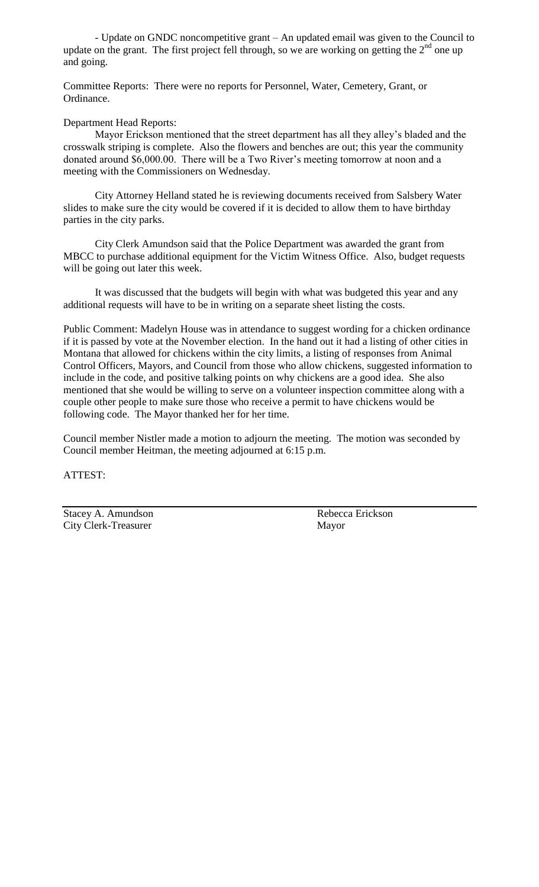- Update on GNDC noncompetitive grant – An updated email was given to the Council to update on the grant. The first project fell through, so we are working on getting the 2nd one up and going.

Committee Reports: There were no reports for Personnel, Water, Cemetery, Grant, or Ordinance.

Department Head Reports:

Mayor Erickson mentioned that the street department has all they alley's bladed and the crosswalk striping is complete. Also the flowers and benches are out; this year the community donated around $6,000.00. There will be a Two River's meeting tomorrow at noon and a meeting with the Commissioners on Wednesday.

City Attorney Helland stated he is reviewing documents received from Salsbery Water slides to make sure the city would be covered if it is decided to allow them to have birthday parties in the city parks.

City Clerk Amundson said that the Police Department was awarded the grant from MBCC to purchase additional equipment for the Victim Witness Office. Also, budget requests will be going out later this week.

It was discussed that the budgets will begin with what was budgeted this year and any additional requests will have to be in writing on a separate sheet listing the costs.

Public Comment: Madelyn House was in attendance to suggest wording for a chicken ordinance if it is passed by vote at the November election. In the hand out it had a listing of other cities in Montana that allowed for chickens within the city limits, a listing of responses from Animal Control Officers, Mayors, and Council from those who allow chickens, suggested information to include in the code, and positive talking points on why chickens are a good idea. She also mentioned that she would be willing to serve on a volunteer inspection committee along with a couple other people to make sure those who receive a permit to have chickens would be following code. The Mayor thanked her for her time.

Council member Nistler made a motion to adjourn the meeting. The motion was seconded by Council member Heitman, the meeting adjourned at 6:15 p.m.

ATTEST:

| | |
|---|---|
| Stacey A. Amundson | Rebecca Erickson |
| City Clerk-Treasurer | Mayor |